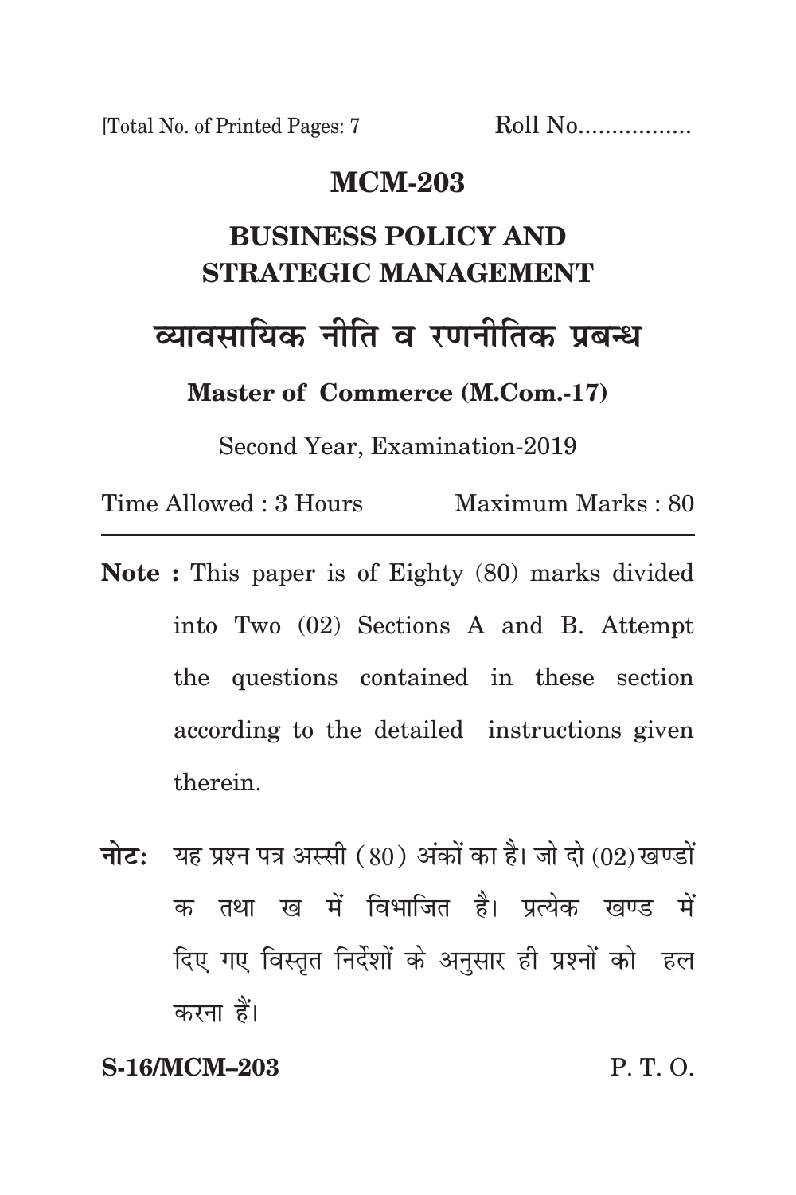[Total No. of Printed Pages: 7 Roll No.................

# MCM-203

## BUSINESS POLICY AND STRATEGIC MANAGEMENT

## व्यावसायिक नीति व रणनीतिक प्रबन्ध

**Master of Commerce (M.Com.-17)**

Second Year, Examination-2019

Time Allowed : 3 Hours Maximum Marks : 80

---

**Note :** This paper is of Eighty (80) marks divided into Two (02) Sections A and B. Attempt the questions contained in these section according to the detailed instructions given therein.

**नोटः** यह प्रश्न पत्र अस्सी (80) अंकों का है। जो दो (02) खण्डों क तथा ख में विभाजित है। प्रत्येक खण्ड में दिए गए विस्तृत निर्देशों के अनुसार ही प्रश्नों को हल करना हैं।

**S-16/MCM–203** P. T. O.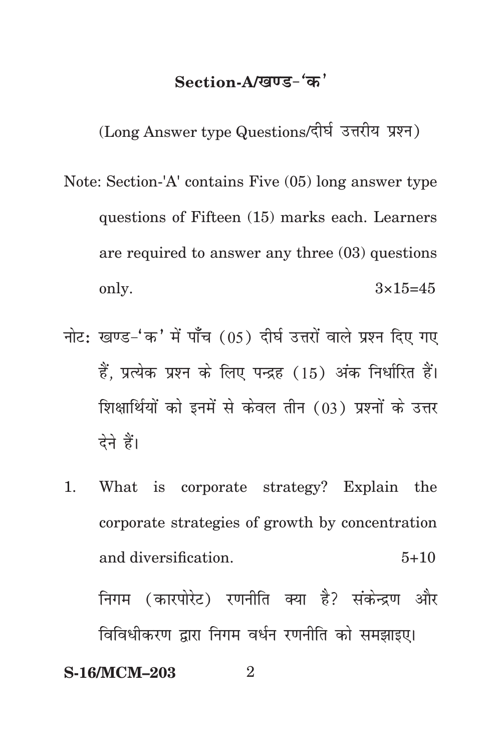## Section-A/खण्ड-'क'

(Long Answer type Questions/दीर्घ उत्तरीय प्रश्न)

Note: Section-'A' contains Five (05) long answer type questions of Fifteen (15) marks each. Learners are required to answer any three (03) questions only. 3×15=45

नोट: खण्ड-'क' में पाँच (05) दीर्घ उत्तरों वाले प्रश्न दिए गए हैं, प्रत्येक प्रश्न के लिए पन्द्रह (15) अंक निर्धारित हैं। शिक्षार्थियों को इनमें से केवल तीन (03) प्रश्नों के उत्तर देने हैं।

1. What is corporate strategy? Explain the corporate strategies of growth by concentration and diversification. 5+10

   निगम (कारपोरेट) रणनीति क्या है? संकेन्द्रण और विविधीकरण द्वारा निगम वर्धन रणनीति को समझाइए।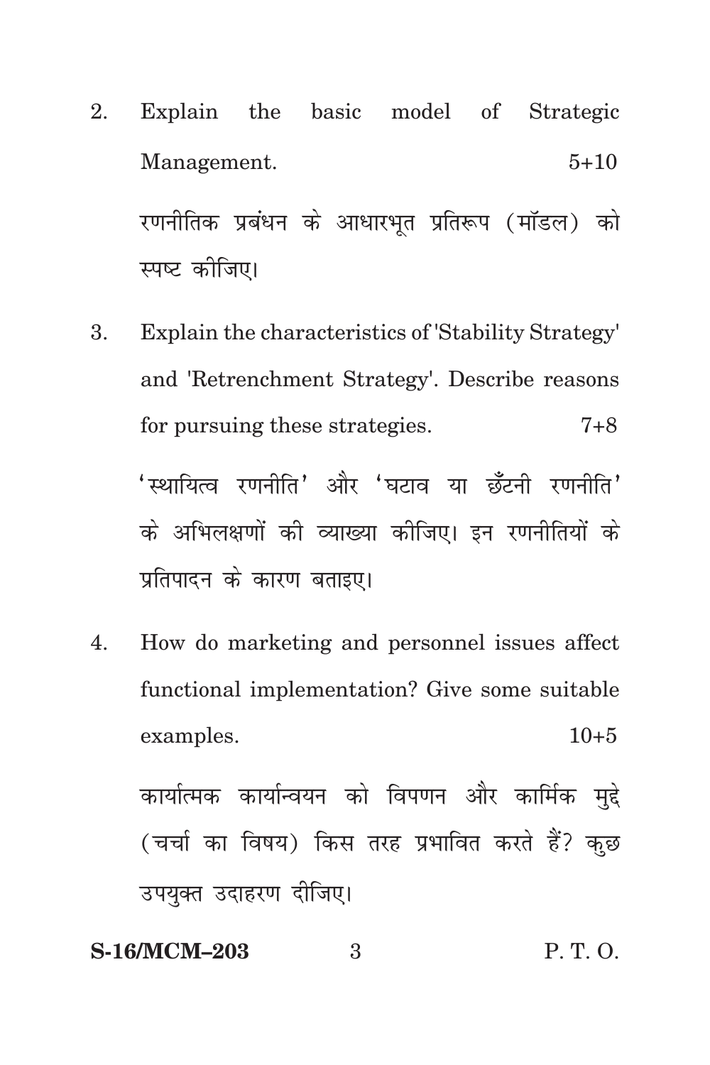2. Explain the basic model of Strategic Management. 5+10

   रणनीतिक प्रबंधन के आधारभूत प्रतिरूप (मॉडल) को स्पष्ट कीजिए।

3. Explain the characteristics of 'Stability Strategy' and 'Retrenchment Strategy'. Describe reasons for pursuing these strategies. 7+8

   'स्थायित्व रणनीति' और 'घटाव या छँटनी रणनीति' के अभिलक्षणों की व्याख्या कीजिए। इन रणनीतियों के प्रतिपादन के कारण बताइए।

4. How do marketing and personnel issues affect functional implementation? Give some suitable examples. 10+5

   कार्यात्मक कार्यान्वयन को विपणन और कार्मिक मुद्दे (चर्चा का विषय) किस तरह प्रभावित करते हैं? कुछ उपयुक्त उदाहरण दीजिए।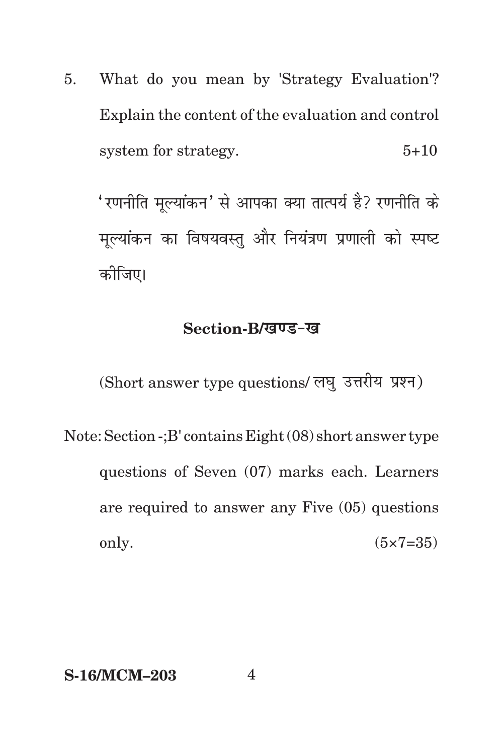5. What do you mean by 'Strategy Evaluation'? Explain the content of the evaluation and control system for strategy. 5+10

   'रणनीति मूल्यांकन' से आपका क्या तात्पर्य है? रणनीति के मूल्यांकन का विषयवस्तु और नियंत्रण प्रणाली को स्पष्ट कीजिए।

## Section-B/खण्ड-ख

(Short answer type questions/ लघु उत्तरीय प्रश्न)

Note: Section -;B' contains Eight (08) short answer type questions of Seven (07) marks each. Learners are required to answer any Five (05) questions only. (5×7=35)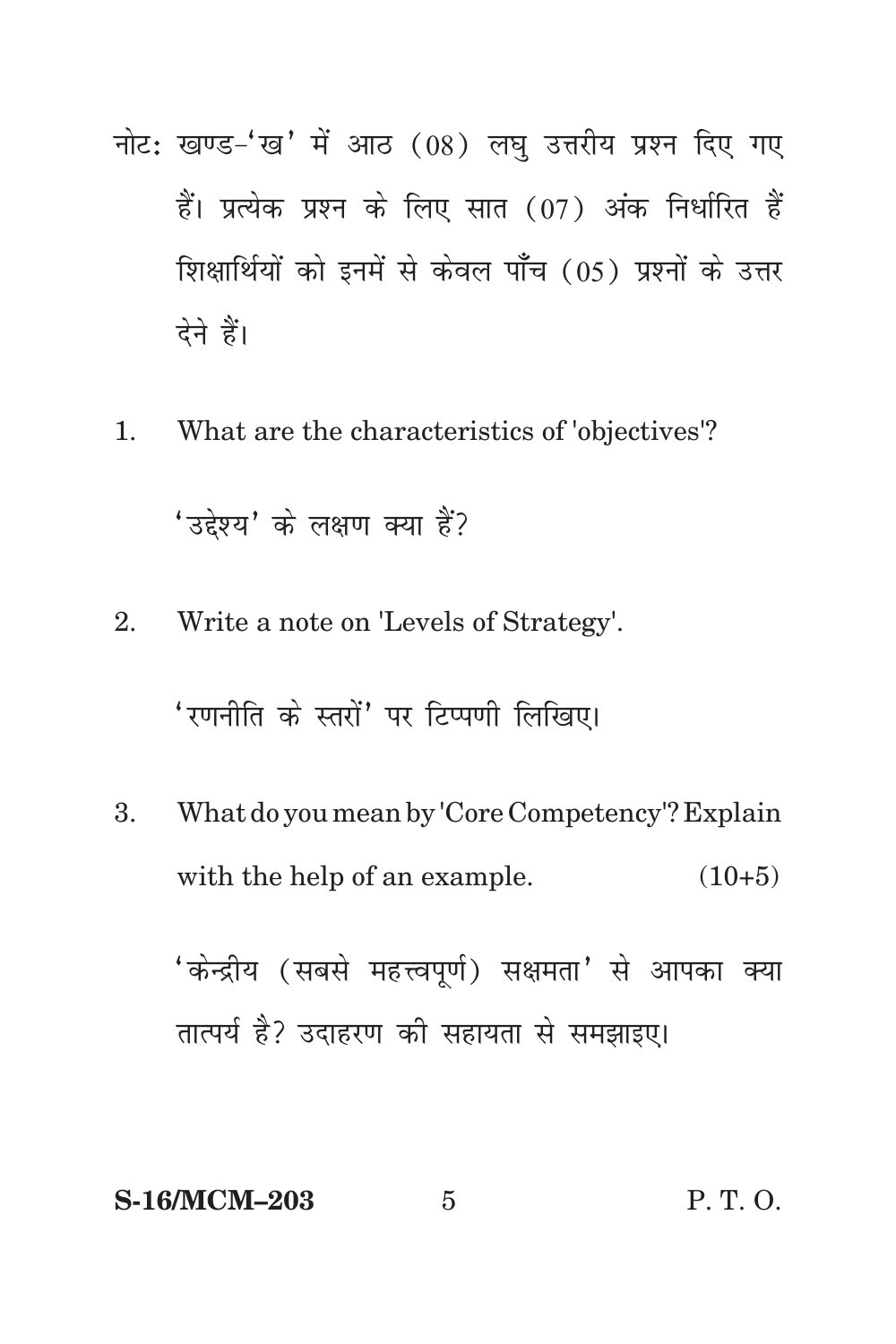नोट: खण्ड-'ख' में आठ (08) लघु उत्तरीय प्रश्न दिए गए हैं। प्रत्येक प्रश्न के लिए सात (07) अंक निर्धारित हैं शिक्षार्थियों को इनमें से केवल पाँच (05) प्रश्नों के उत्तर देने हैं।

1. What are the characteristics of 'objectives'?

   'उद्देश्य' के लक्षण क्या हैं?

2. Write a note on 'Levels of Strategy'.

   'रणनीति के स्तरों' पर टिप्पणी लिखिए।

3. What do you mean by 'Core Competency'? Explain with the help of an example. (10+5)

   'केन्द्रीय (सबसे महत्त्वपूर्ण) सक्षमता' से आपका क्या तात्पर्य है? उदाहरण की सहायता से समझाइए।

S-16/MCM–203 P. T. O.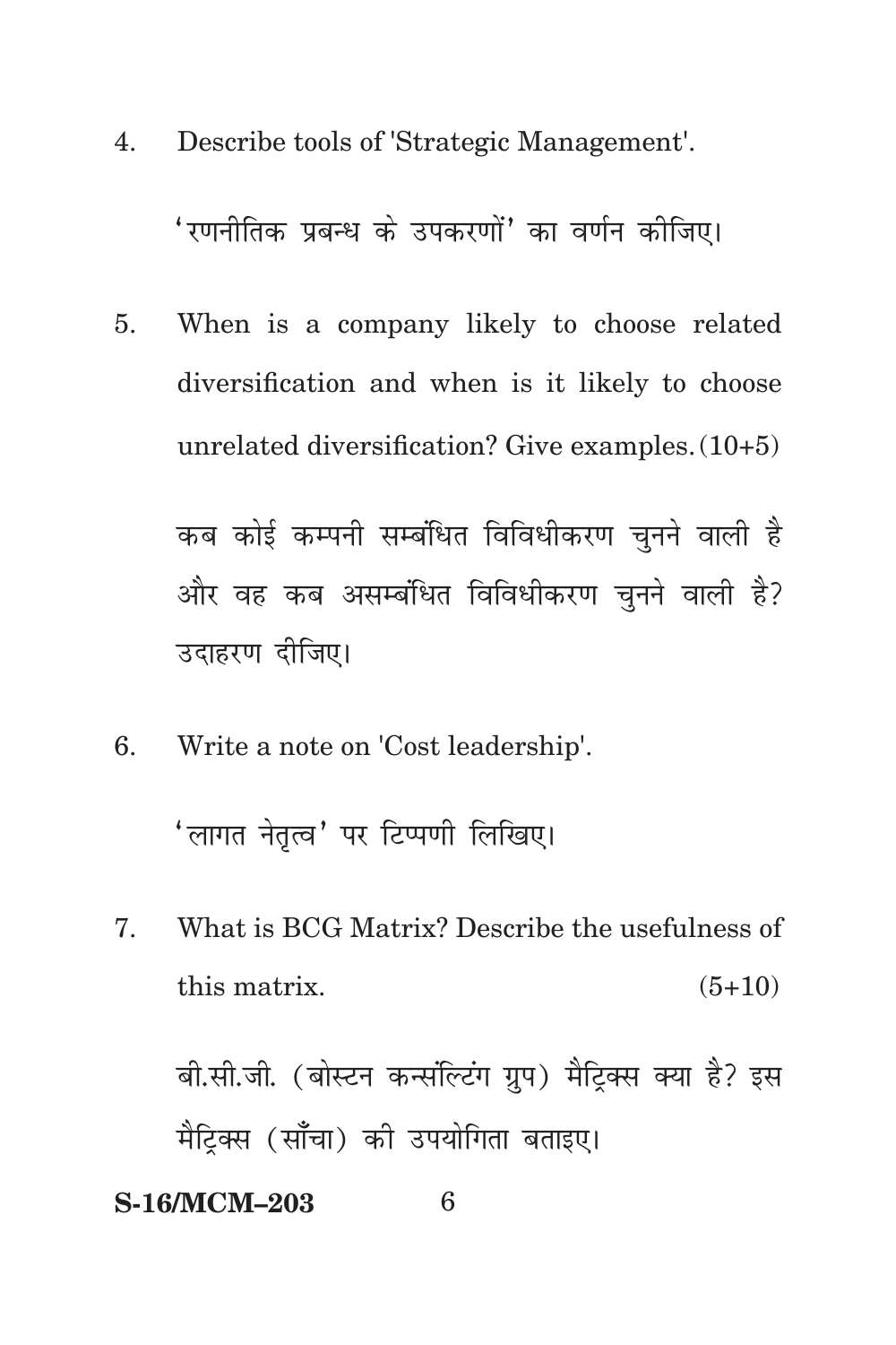4. Describe tools of 'Strategic Management'.

   'रणनीतिक प्रबन्ध के उपकरणों' का वर्णन कीजिए।

5. When is a company likely to choose related diversification and when is it likely to choose unrelated diversification? Give examples. (10+5)

   कब कोई कम्पनी सम्बंधित विविधीकरण चुनने वाली है और वह कब असम्बंधित विविधीकरण चुनने वाली है? उदाहरण दीजिए।

6. Write a note on 'Cost leadership'.

   'लागत नेतृत्व' पर टिप्पणी लिखिए।

7. What is BCG Matrix? Describe the usefulness of this matrix. (5+10)

   बी.सी.जी. (बोस्टन कन्संल्टिंग ग्रुप) मैट्रिक्स क्या है? इस मैट्रिक्स (साँचा) की उपयोगिता बताइए।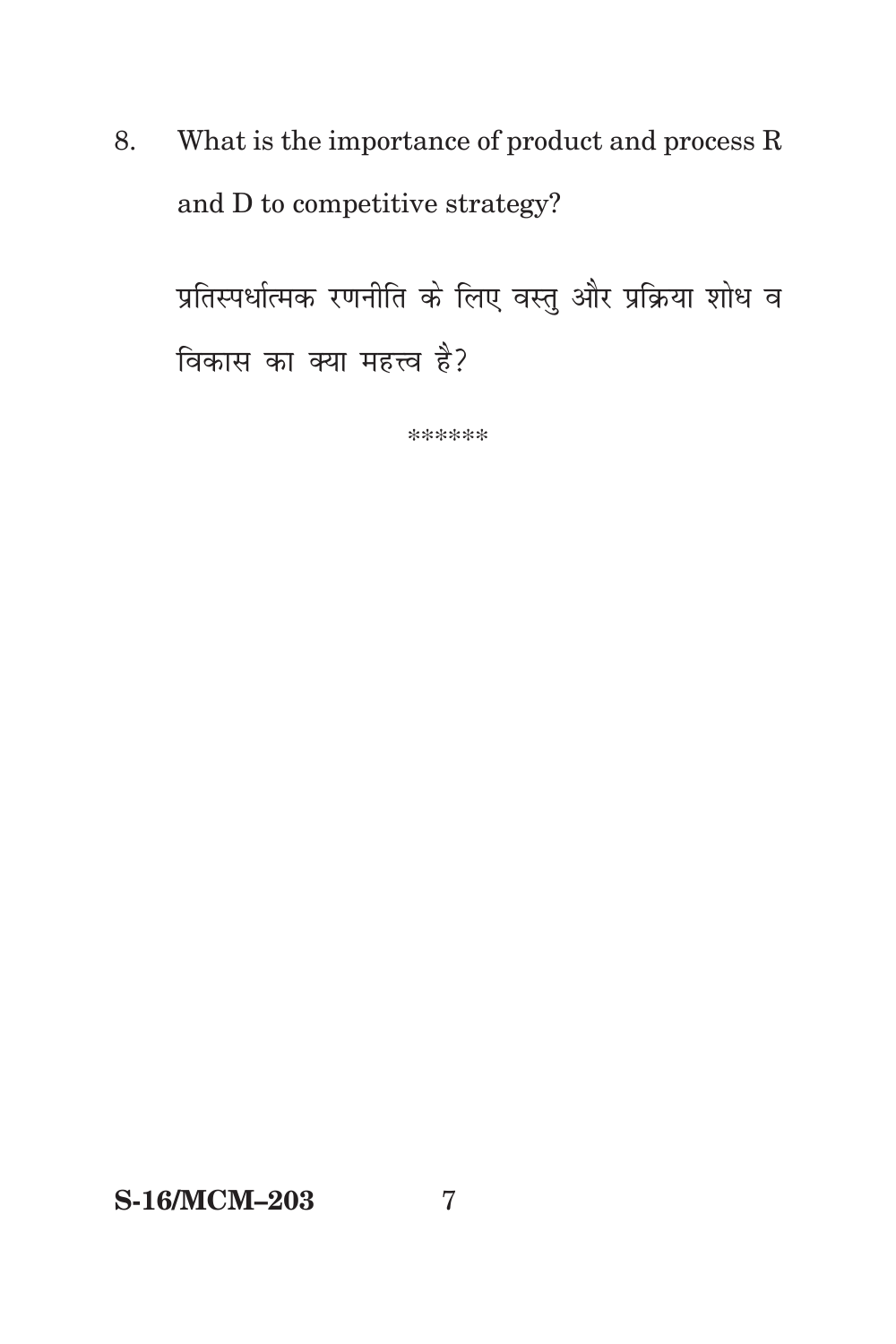8. What is the importance of product and process R and D to competitive strategy?

   प्रतिस्पर्धात्मक रणनीति के लिए वस्तु और प्रक्रिया शोध व विकास का क्या महत्त्व है?

******